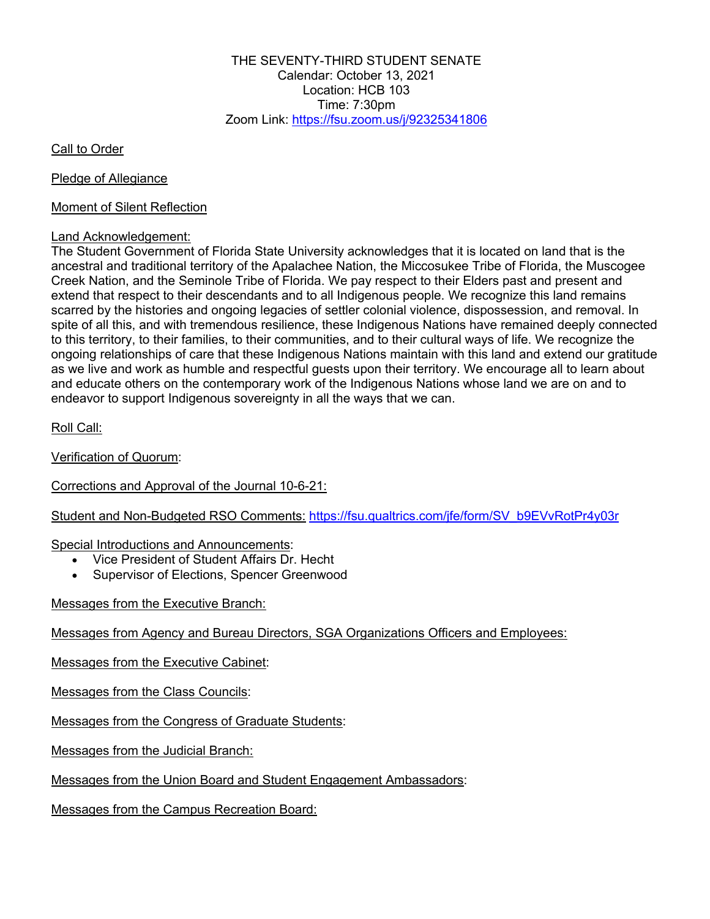THE SEVENTY-THIRD STUDENT SENATE
Calendar: October 13, 2021
Location: HCB 103
Time: 7:30pm
Zoom Link: https://fsu.zoom.us/j/92325341806

Call to Order

Pledge of Allegiance

Moment of Silent Reflection

Land Acknowledgement:
The Student Government of Florida State University acknowledges that it is located on land that is the ancestral and traditional territory of the Apalachee Nation, the Miccosukee Tribe of Florida, the Muscogee Creek Nation, and the Seminole Tribe of Florida. We pay respect to their Elders past and present and extend that respect to their descendants and to all Indigenous people. We recognize this land remains scarred by the histories and ongoing legacies of settler colonial violence, dispossession, and removal. In spite of all this, and with tremendous resilience, these Indigenous Nations have remained deeply connected to this territory, to their families, to their communities, and to their cultural ways of life. We recognize the ongoing relationships of care that these Indigenous Nations maintain with this land and extend our gratitude as we live and work as humble and respectful guests upon their territory. We encourage all to learn about and educate others on the contemporary work of the Indigenous Nations whose land we are on and to endeavor to support Indigenous sovereignty in all the ways that we can.

Roll Call:

Verification of Quorum:

Corrections and Approval of the Journal 10-6-21:

Student and Non-Budgeted RSO Comments: https://fsu.qualtrics.com/jfe/form/SV_b9EVvRotPr4y03r

Special Introductions and Announcements:

- Vice President of Student Affairs Dr. Hecht
- Supervisor of Elections, Spencer Greenwood

Messages from the Executive Branch:

Messages from Agency and Bureau Directors, SGA Organizations Officers and Employees:

Messages from the Executive Cabinet:

Messages from the Class Councils:

Messages from the Congress of Graduate Students:

Messages from the Judicial Branch:

Messages from the Union Board and Student Engagement Ambassadors:

Messages from the Campus Recreation Board: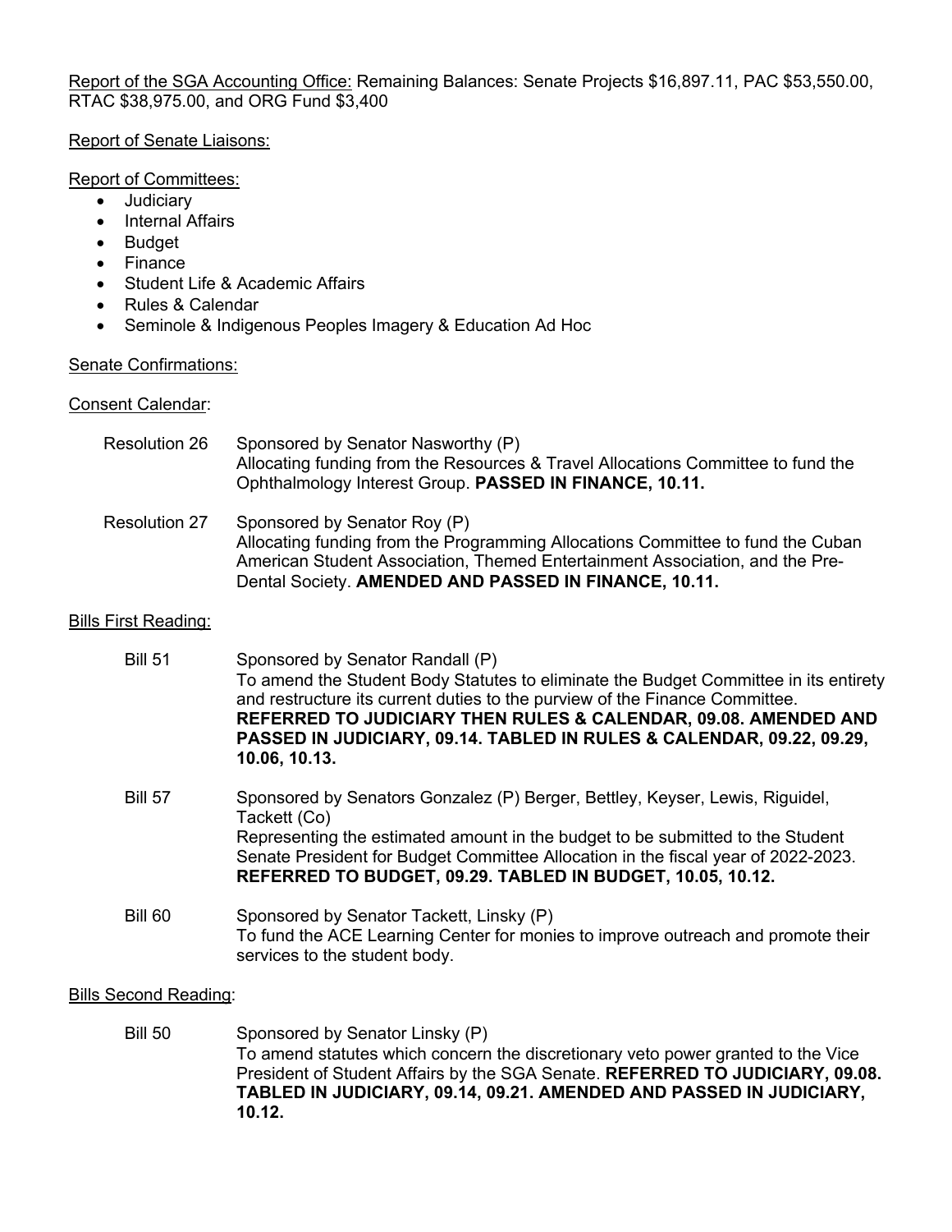Report of the SGA Accounting Office: Remaining Balances: Senate Projects $16,897.11, PAC $53,550.00, RTAC $38,975.00, and ORG Fund $3,400

Report of Senate Liaisons:

Report of Committees:

- Judiciary
- Internal Affairs
- Budget
- Finance
- Student Life & Academic Affairs
- Rules & Calendar
- Seminole & Indigenous Peoples Imagery & Education Ad Hoc

Senate Confirmations:

Consent Calendar:

Resolution 26 — Sponsored by Senator Nasworthy (P)
Allocating funding from the Resources & Travel Allocations Committee to fund the Ophthalmology Interest Group. **PASSED IN FINANCE, 10.11.**

Resolution 27 — Sponsored by Senator Roy (P)
Allocating funding from the Programming Allocations Committee to fund the Cuban American Student Association, Themed Entertainment Association, and the Pre-Dental Society. **AMENDED AND PASSED IN FINANCE, 10.11.**

Bills First Reading:

Bill 51 — Sponsored by Senator Randall (P)
To amend the Student Body Statutes to eliminate the Budget Committee in its entirety and restructure its current duties to the purview of the Finance Committee. **REFERRED TO JUDICIARY THEN RULES & CALENDAR, 09.08. AMENDED AND PASSED IN JUDICIARY, 09.14. TABLED IN RULES & CALENDAR, 09.22, 09.29, 10.06, 10.13.**

Bill 57 — Sponsored by Senators Gonzalez (P) Berger, Bettley, Keyser, Lewis, Riguidel, Tackett (Co)
Representing the estimated amount in the budget to be submitted to the Student Senate President for Budget Committee Allocation in the fiscal year of 2022-2023. **REFERRED TO BUDGET, 09.29. TABLED IN BUDGET, 10.05, 10.12.**

Bill 60 — Sponsored by Senator Tackett, Linsky (P)
To fund the ACE Learning Center for monies to improve outreach and promote their services to the student body.

Bills Second Reading:

Bill 50 — Sponsored by Senator Linsky (P)
To amend statutes which concern the discretionary veto power granted to the Vice President of Student Affairs by the SGA Senate. **REFERRED TO JUDICIARY, 09.08. TABLED IN JUDICIARY, 09.14, 09.21. AMENDED AND PASSED IN JUDICIARY, 10.12.**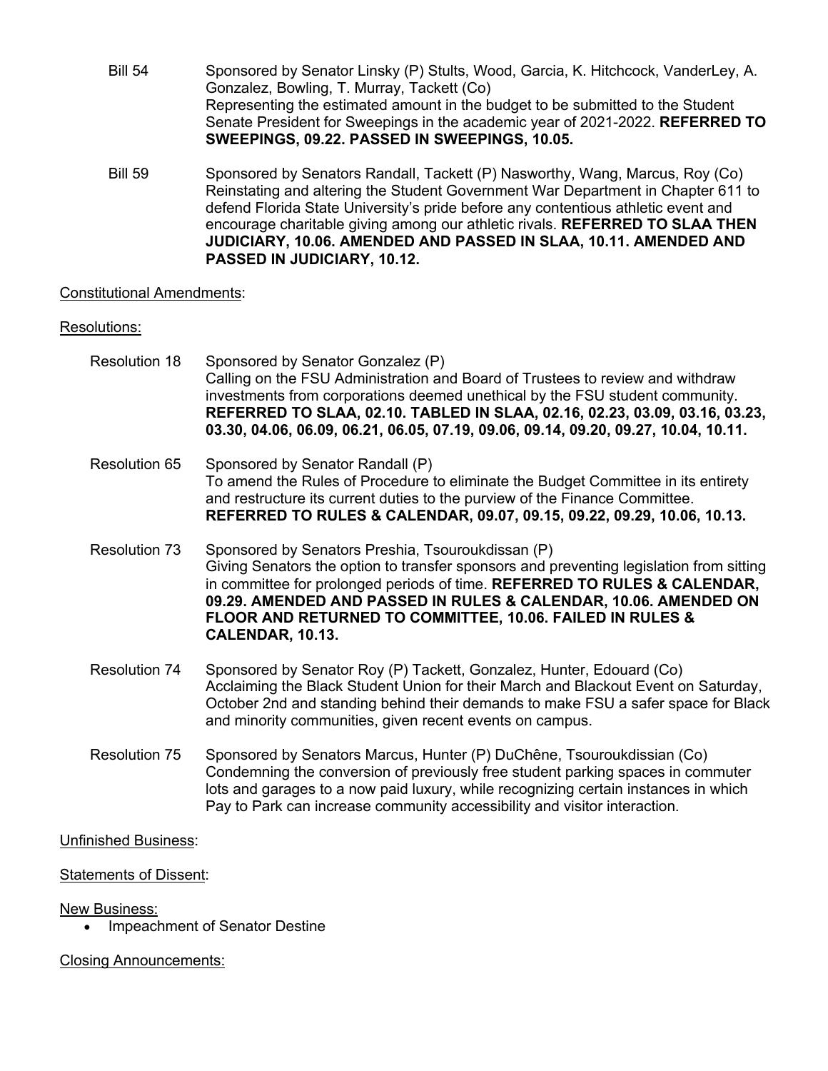Bill 54 Sponsored by Senator Linsky (P) Stults, Wood, Garcia, K. Hitchcock, VanderLey, A. Gonzalez, Bowling, T. Murray, Tackett (Co)
Representing the estimated amount in the budget to be submitted to the Student Senate President for Sweepings in the academic year of 2021-2022. **REFERRED TO SWEEPINGS, 09.22. PASSED IN SWEEPINGS, 10.05.**

Bill 59 Sponsored by Senators Randall, Tackett (P) Nasworthy, Wang, Marcus, Roy (Co)
Reinstating and altering the Student Government War Department in Chapter 611 to defend Florida State University's pride before any contentious athletic event and encourage charitable giving among our athletic rivals. **REFERRED TO SLAA THEN JUDICIARY, 10.06. AMENDED AND PASSED IN SLAA, 10.11. AMENDED AND PASSED IN JUDICIARY, 10.12.**

<u>Constitutional Amendments</u>:

<u>Resolutions:</u>

Resolution 18 Sponsored by Senator Gonzalez (P)
Calling on the FSU Administration and Board of Trustees to review and withdraw investments from corporations deemed unethical by the FSU student community. **REFERRED TO SLAA, 02.10. TABLED IN SLAA, 02.16, 02.23, 03.09, 03.16, 03.23, 03.30, 04.06, 06.09, 06.21, 06.05, 07.19, 09.06, 09.14, 09.20, 09.27, 10.04, 10.11.**

Resolution 65 Sponsored by Senator Randall (P)
To amend the Rules of Procedure to eliminate the Budget Committee in its entirety and restructure its current duties to the purview of the Finance Committee. **REFERRED TO RULES & CALENDAR, 09.07, 09.15, 09.22, 09.29, 10.06, 10.13.**

Resolution 73 Sponsored by Senators Preshia, Tsouroukdissan (P)
Giving Senators the option to transfer sponsors and preventing legislation from sitting in committee for prolonged periods of time. **REFERRED TO RULES & CALENDAR, 09.29. AMENDED AND PASSED IN RULES & CALENDAR, 10.06. AMENDED ON FLOOR AND RETURNED TO COMMITTEE, 10.06. FAILED IN RULES & CALENDAR, 10.13.**

Resolution 74 Sponsored by Senator Roy (P) Tackett, Gonzalez, Hunter, Edouard (Co)
Acclaiming the Black Student Union for their March and Blackout Event on Saturday, October 2nd and standing behind their demands to make FSU a safer space for Black and minority communities, given recent events on campus.

Resolution 75 Sponsored by Senators Marcus, Hunter (P) DuChêne, Tsouroukdissian (Co)
Condemning the conversion of previously free student parking spaces in commuter lots and garages to a now paid luxury, while recognizing certain instances in which Pay to Park can increase community accessibility and visitor interaction.

<u>Unfinished Business</u>:

<u>Statements of Dissent</u>:

<u>New Business:</u>

- Impeachment of Senator Destine

<u>Closing Announcements:</u>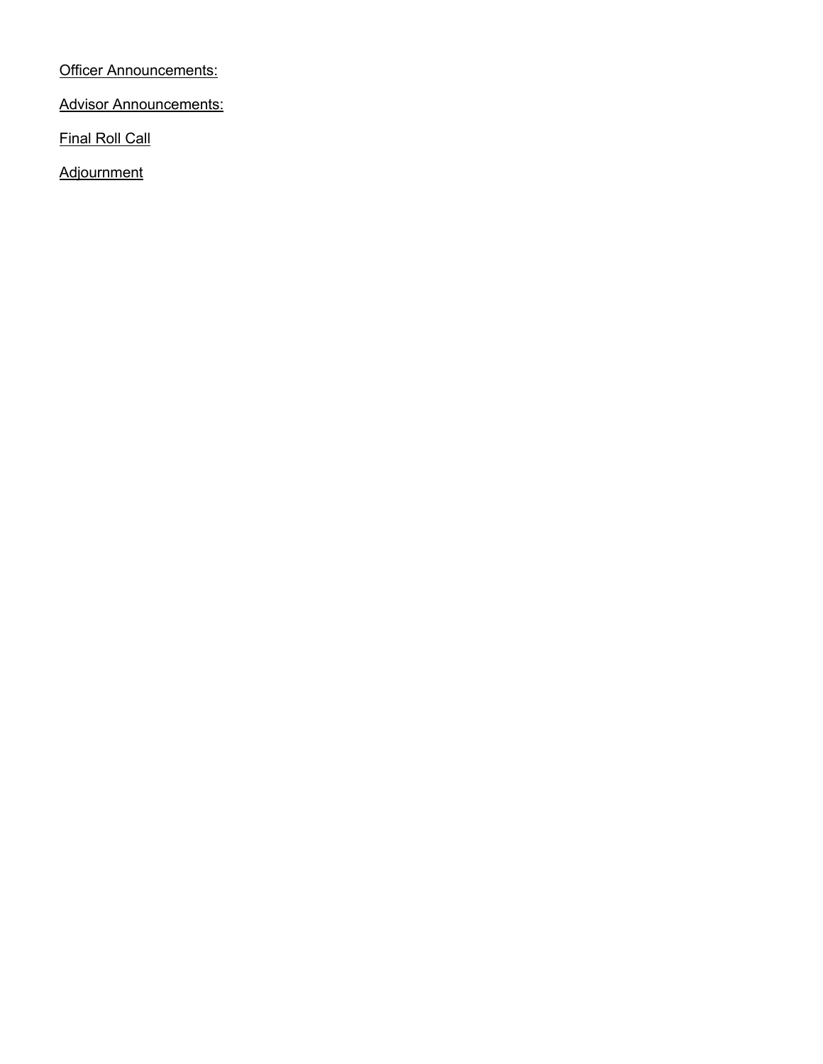<u>Officer Announcements:</u>

<u>Advisor Announcements:</u>

<u>Final Roll Call</u>

<u>Adjournment</u>